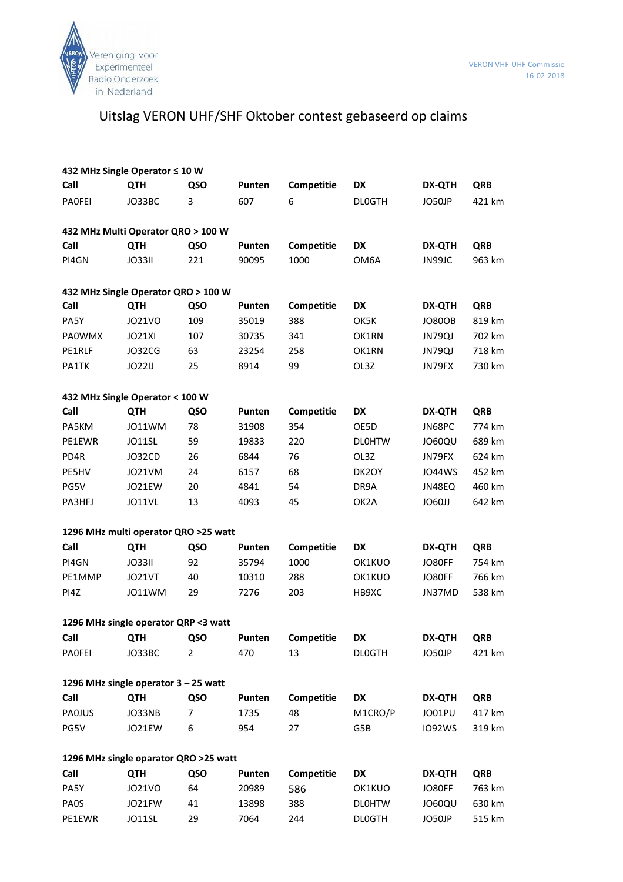Vereniging voor Experimenteel Radio Onderzoek in Nederland

VERON VHF-UHF Commissie
16-02-2018

# Uitslag VERON UHF/SHF Oktober contest gebaseerd op claims

**432 MHz Single Operator ≤ 10 W**

| Call | QTH | QSO | Punten | Competitie | DX | DX-QTH | QRB |
|---|---|---|---|---|---|---|---|
| PA0FEI | JO33BC | 3 | 607 | 6 | DL0GTH | JO50JP | 421 km |

**432 MHz Multi Operator QRO > 100 W**

| Call | QTH | QSO | Punten | Competitie | DX | DX-QTH | QRB |
|---|---|---|---|---|---|---|---|
| PI4GN | JO33II | 221 | 90095 | 1000 | OM6A | JN99JC | 963 km |

**432 MHz Single Operator QRO > 100 W**

| Call | QTH | QSO | Punten | Competitie | DX | DX-QTH | QRB |
|---|---|---|---|---|---|---|---|
| PA5Y | JO21VO | 109 | 35019 | 388 | OK5K | JO80OB | 819 km |
| PA0WMX | JO21XI | 107 | 30735 | 341 | OK1RN | JN79QJ | 702 km |
| PE1RLF | JO32CG | 63 | 23254 | 258 | OK1RN | JN79QJ | 718 km |
| PA1TK | JO22IJ | 25 | 8914 | 99 | OL3Z | JN79FX | 730 km |

**432 MHz Single Operator < 100 W**

| Call | QTH | QSO | Punten | Competitie | DX | DX-QTH | QRB |
|---|---|---|---|---|---|---|---|
| PA5KM | JO11WM | 78 | 31908 | 354 | OE5D | JN68PC | 774 km |
| PE1EWR | JO11SL | 59 | 19833 | 220 | DL0HTW | JO60QU | 689 km |
| PD4R | JO32CD | 26 | 6844 | 76 | OL3Z | JN79FX | 624 km |
| PE5HV | JO21VM | 24 | 6157 | 68 | DK2OY | JO44WS | 452 km |
| PG5V | JO21EW | 20 | 4841 | 54 | DR9A | JN48EQ | 460 km |
| PA3HFJ | JO11VL | 13 | 4093 | 45 | OK2A | JO60JJ | 642 km |

**1296 MHz multi operator QRO >25 watt**

| Call | QTH | QSO | Punten | Competitie | DX | DX-QTH | QRB |
|---|---|---|---|---|---|---|---|
| PI4GN | JO33II | 92 | 35794 | 1000 | OK1KUO | JO80FF | 754 km |
| PE1MMP | JO21VT | 40 | 10310 | 288 | OK1KUO | JO80FF | 766 km |
| PI4Z | JO11WM | 29 | 7276 | 203 | HB9XC | JN37MD | 538 km |

**1296 MHz single operator QRP <3 watt**

| Call | QTH | QSO | Punten | Competitie | DX | DX-QTH | QRB |
|---|---|---|---|---|---|---|---|
| PA0FEI | JO33BC | 2 | 470 | 13 | DL0GTH | JO50JP | 421 km |

**1296 MHz single operator 3 – 25 watt**

| Call | QTH | QSO | Punten | Competitie | DX | DX-QTH | QRB |
|---|---|---|---|---|---|---|---|
| PA0JUS | JO33NB | 7 | 1735 | 48 | M1CRO/P | JO01PU | 417 km |
| PG5V | JO21EW | 6 | 954 | 27 | G5B | IO92WS | 319 km |

**1296 MHz single oparator QRO >25 watt**

| Call | QTH | QSO | Punten | Competitie | DX | DX-QTH | QRB |
|---|---|---|---|---|---|---|---|
| PA5Y | JO21VO | 64 | 20989 | 586 | OK1KUO | JO80FF | 763 km |
| PA0S | JO21FW | 41 | 13898 | 388 | DL0HTW | JO60QU | 630 km |
| PE1EWR | JO11SL | 29 | 7064 | 244 | DL0GTH | JO50JP | 515 km |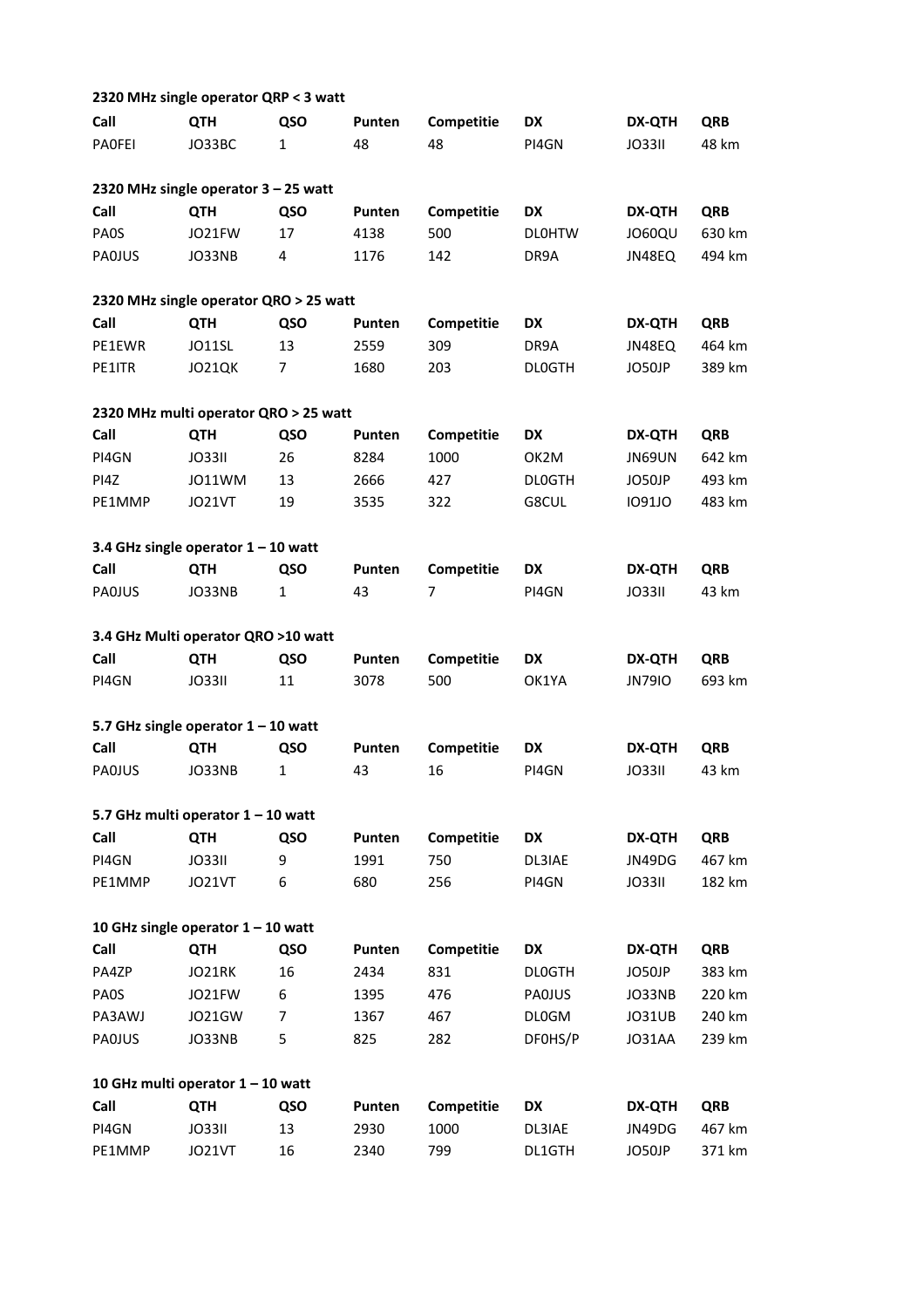**2320 MHz single operator QRP < 3 watt**

| Call | QTH | QSO | Punten | Competitie | DX | DX-QTH | QRB |
|---|---|---|---|---|---|---|---|
| PA0FEI | JO33BC | 1 | 48 | 48 | PI4GN | JO33II | 48 km |

**2320 MHz single operator 3 – 25 watt**

| Call | QTH | QSO | Punten | Competitie | DX | DX-QTH | QRB |
|---|---|---|---|---|---|---|---|
| PA0S | JO21FW | 17 | 4138 | 500 | DL0HTW | JO60QU | 630 km |
| PA0JUS | JO33NB | 4 | 1176 | 142 | DR9A | JN48EQ | 494 km |

**2320 MHz single operator QRO > 25 watt**

| Call | QTH | QSO | Punten | Competitie | DX | DX-QTH | QRB |
|---|---|---|---|---|---|---|---|
| PE1EWR | JO11SL | 13 | 2559 | 309 | DR9A | JN48EQ | 464 km |
| PE1ITR | JO21QK | 7 | 1680 | 203 | DL0GTH | JO50JP | 389 km |

**2320 MHz multi operator QRO > 25 watt**

| Call | QTH | QSO | Punten | Competitie | DX | DX-QTH | QRB |
|---|---|---|---|---|---|---|---|
| PI4GN | JO33II | 26 | 8284 | 1000 | OK2M | JN69UN | 642 km |
| PI4Z | JO11WM | 13 | 2666 | 427 | DL0GTH | JO50JP | 493 km |
| PE1MMP | JO21VT | 19 | 3535 | 322 | G8CUL | IO91JO | 483 km |

**3.4 GHz single operator 1 – 10 watt**

| Call | QTH | QSO | Punten | Competitie | DX | DX-QTH | QRB |
|---|---|---|---|---|---|---|---|
| PA0JUS | JO33NB | 1 | 43 | 7 | PI4GN | JO33II | 43 km |

**3.4 GHz Multi operator QRO >10 watt**

| Call | QTH | QSO | Punten | Competitie | DX | DX-QTH | QRB |
|---|---|---|---|---|---|---|---|
| PI4GN | JO33II | 11 | 3078 | 500 | OK1YA | JN79IO | 693 km |

**5.7 GHz single operator 1 – 10 watt**

| Call | QTH | QSO | Punten | Competitie | DX | DX-QTH | QRB |
|---|---|---|---|---|---|---|---|
| PA0JUS | JO33NB | 1 | 43 | 16 | PI4GN | JO33II | 43 km |

**5.7 GHz multi operator 1 – 10 watt**

| Call | QTH | QSO | Punten | Competitie | DX | DX-QTH | QRB |
|---|---|---|---|---|---|---|---|
| PI4GN | JO33II | 9 | 1991 | 750 | DL3IAE | JN49DG | 467 km |
| PE1MMP | JO21VT | 6 | 680 | 256 | PI4GN | JO33II | 182 km |

**10 GHz single operator 1 – 10 watt**

| Call | QTH | QSO | Punten | Competitie | DX | DX-QTH | QRB |
|---|---|---|---|---|---|---|---|
| PA4ZP | JO21RK | 16 | 2434 | 831 | DL0GTH | JO50JP | 383 km |
| PA0S | JO21FW | 6 | 1395 | 476 | PA0JUS | JO33NB | 220 km |
| PA3AWJ | JO21GW | 7 | 1367 | 467 | DL0GM | JO31UB | 240 km |
| PA0JUS | JO33NB | 5 | 825 | 282 | DF0HS/P | JO31AA | 239 km |

**10 GHz multi operator 1 – 10 watt**

| Call | QTH | QSO | Punten | Competitie | DX | DX-QTH | QRB |
|---|---|---|---|---|---|---|---|
| PI4GN | JO33II | 13 | 2930 | 1000 | DL3IAE | JN49DG | 467 km |
| PE1MMP | JO21VT | 16 | 2340 | 799 | DL1GTH | JO50JP | 371 km |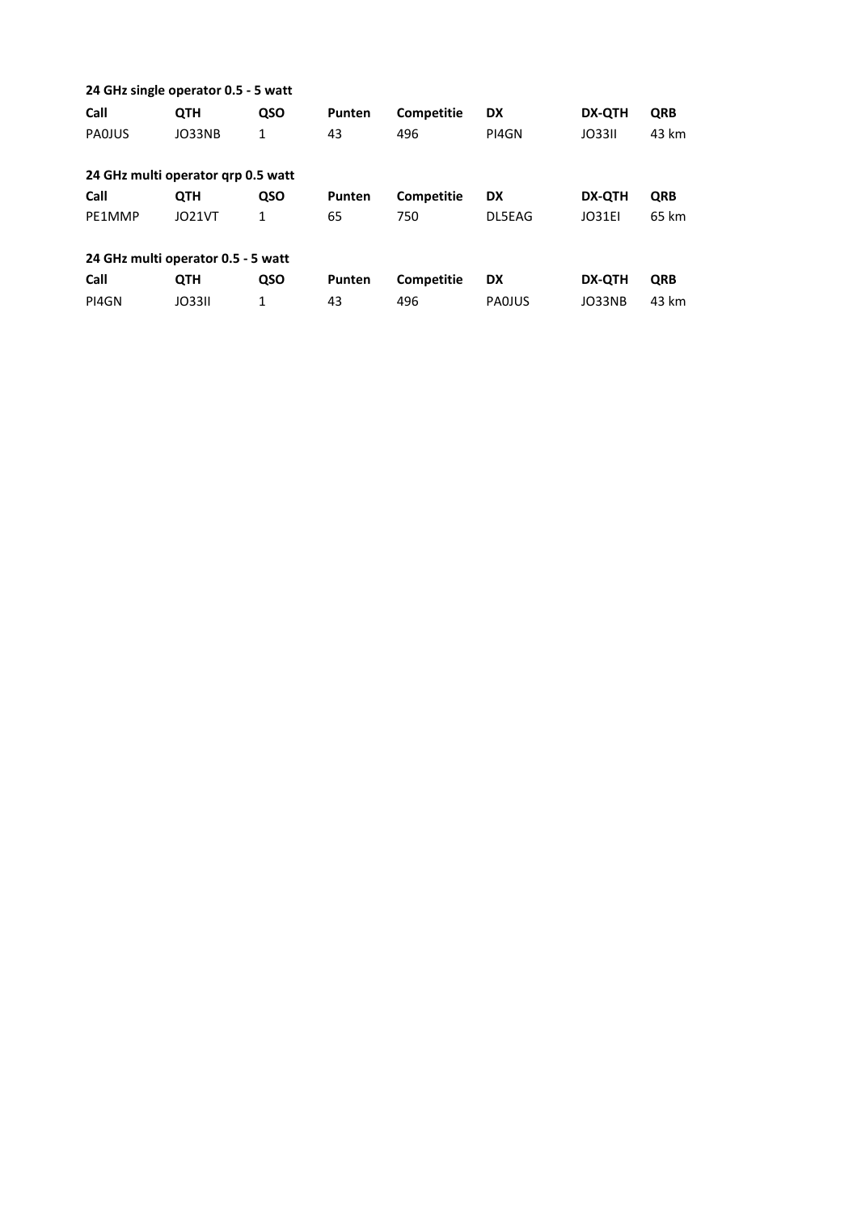**24 GHz single operator 0.5 - 5 watt**

| Call | QTH | QSO | Punten | Competitie | DX | DX-QTH | QRB |
|---|---|---|---|---|---|---|---|
| PA0JUS | JO33NB | 1 | 43 | 496 | PI4GN | JO33II | 43 km |

**24 GHz multi operator qrp 0.5 watt**

| Call | QTH | QSO | Punten | Competitie | DX | DX-QTH | QRB |
|---|---|---|---|---|---|---|---|
| PE1MMP | JO21VT | 1 | 65 | 750 | DL5EAG | JO31EI | 65 km |

**24 GHz multi operator 0.5 - 5 watt**

| Call | QTH | QSO | Punten | Competitie | DX | DX-QTH | QRB |
|---|---|---|---|---|---|---|---|
| PI4GN | JO33II | 1 | 43 | 496 | PA0JUS | JO33NB | 43 km |